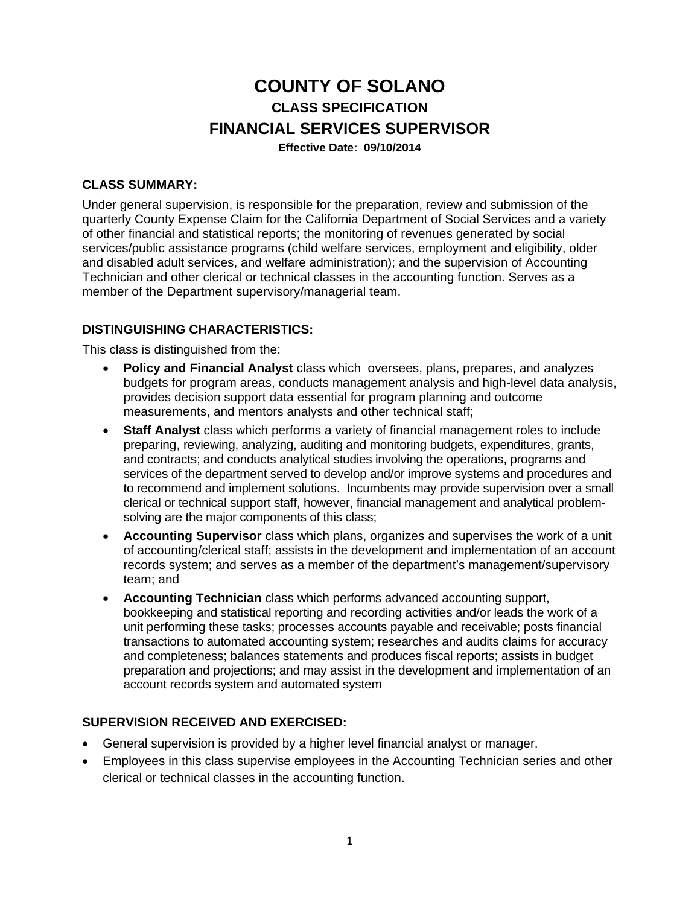# COUNTY OF SOLANO

## CLASS SPECIFICATION

## FINANCIAL SERVICES SUPERVISOR

**Effective Date: 09/10/2014**

### CLASS SUMMARY:

Under general supervision, is responsible for the preparation, review and submission of the quarterly County Expense Claim for the California Department of Social Services and a variety of other financial and statistical reports; the monitoring of revenues generated by social services/public assistance programs (child welfare services, employment and eligibility, older and disabled adult services, and welfare administration); and the supervision of Accounting Technician and other clerical or technical classes in the accounting function. Serves as a member of the Department supervisory/managerial team.

### DISTINGUISHING CHARACTERISTICS:

This class is distinguished from the:

- **Policy and Financial Analyst** class which oversees, plans, prepares, and analyzes budgets for program areas, conducts management analysis and high-level data analysis, provides decision support data essential for program planning and outcome measurements, and mentors analysts and other technical staff;
- **Staff Analyst** class which performs a variety of financial management roles to include preparing, reviewing, analyzing, auditing and monitoring budgets, expenditures, grants, and contracts; and conducts analytical studies involving the operations, programs and services of the department served to develop and/or improve systems and procedures and to recommend and implement solutions. Incumbents may provide supervision over a small clerical or technical support staff, however, financial management and analytical problem-solving are the major components of this class;
- **Accounting Supervisor** class which plans, organizes and supervises the work of a unit of accounting/clerical staff; assists in the development and implementation of an account records system; and serves as a member of the department's management/supervisory team; and
- **Accounting Technician** class which performs advanced accounting support, bookkeeping and statistical reporting and recording activities and/or leads the work of a unit performing these tasks; processes accounts payable and receivable; posts financial transactions to automated accounting system; researches and audits claims for accuracy and completeness; balances statements and produces fiscal reports; assists in budget preparation and projections; and may assist in the development and implementation of an account records system and automated system

### SUPERVISION RECEIVED AND EXERCISED:

- General supervision is provided by a higher level financial analyst or manager.
- Employees in this class supervise employees in the Accounting Technician series and other clerical or technical classes in the accounting function.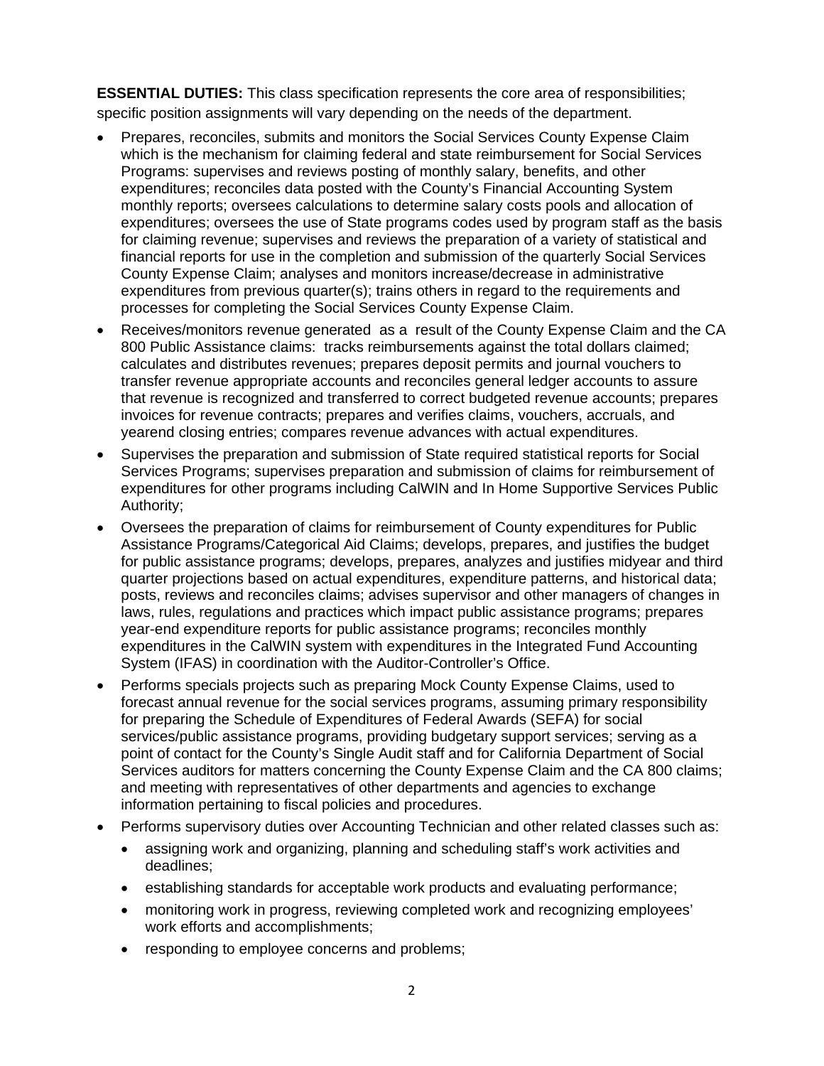**ESSENTIAL DUTIES:** This class specification represents the core area of responsibilities; specific position assignments will vary depending on the needs of the department.

- Prepares, reconciles, submits and monitors the Social Services County Expense Claim which is the mechanism for claiming federal and state reimbursement for Social Services Programs: supervises and reviews posting of monthly salary, benefits, and other expenditures; reconciles data posted with the County's Financial Accounting System monthly reports; oversees calculations to determine salary costs pools and allocation of expenditures; oversees the use of State programs codes used by program staff as the basis for claiming revenue; supervises and reviews the preparation of a variety of statistical and financial reports for use in the completion and submission of the quarterly Social Services County Expense Claim; analyses and monitors increase/decrease in administrative expenditures from previous quarter(s); trains others in regard to the requirements and processes for completing the Social Services County Expense Claim.
- Receives/monitors revenue generated as a result of the County Expense Claim and the CA 800 Public Assistance claims: tracks reimbursements against the total dollars claimed; calculates and distributes revenues; prepares deposit permits and journal vouchers to transfer revenue appropriate accounts and reconciles general ledger accounts to assure that revenue is recognized and transferred to correct budgeted revenue accounts; prepares invoices for revenue contracts; prepares and verifies claims, vouchers, accruals, and yearend closing entries; compares revenue advances with actual expenditures.
- Supervises the preparation and submission of State required statistical reports for Social Services Programs; supervises preparation and submission of claims for reimbursement of expenditures for other programs including CalWIN and In Home Supportive Services Public Authority;
- Oversees the preparation of claims for reimbursement of County expenditures for Public Assistance Programs/Categorical Aid Claims; develops, prepares, and justifies the budget for public assistance programs; develops, prepares, analyzes and justifies midyear and third quarter projections based on actual expenditures, expenditure patterns, and historical data; posts, reviews and reconciles claims; advises supervisor and other managers of changes in laws, rules, regulations and practices which impact public assistance programs; prepares year-end expenditure reports for public assistance programs; reconciles monthly expenditures in the CalWIN system with expenditures in the Integrated Fund Accounting System (IFAS) in coordination with the Auditor-Controller's Office.
- Performs specials projects such as preparing Mock County Expense Claims, used to forecast annual revenue for the social services programs, assuming primary responsibility for preparing the Schedule of Expenditures of Federal Awards (SEFA) for social services/public assistance programs, providing budgetary support services; serving as a point of contact for the County's Single Audit staff and for California Department of Social Services auditors for matters concerning the County Expense Claim and the CA 800 claims; and meeting with representatives of other departments and agencies to exchange information pertaining to fiscal policies and procedures.
- Performs supervisory duties over Accounting Technician and other related classes such as:
  - assigning work and organizing, planning and scheduling staff's work activities and deadlines;
  - establishing standards for acceptable work products and evaluating performance;
  - monitoring work in progress, reviewing completed work and recognizing employees' work efforts and accomplishments;
  - responding to employee concerns and problems;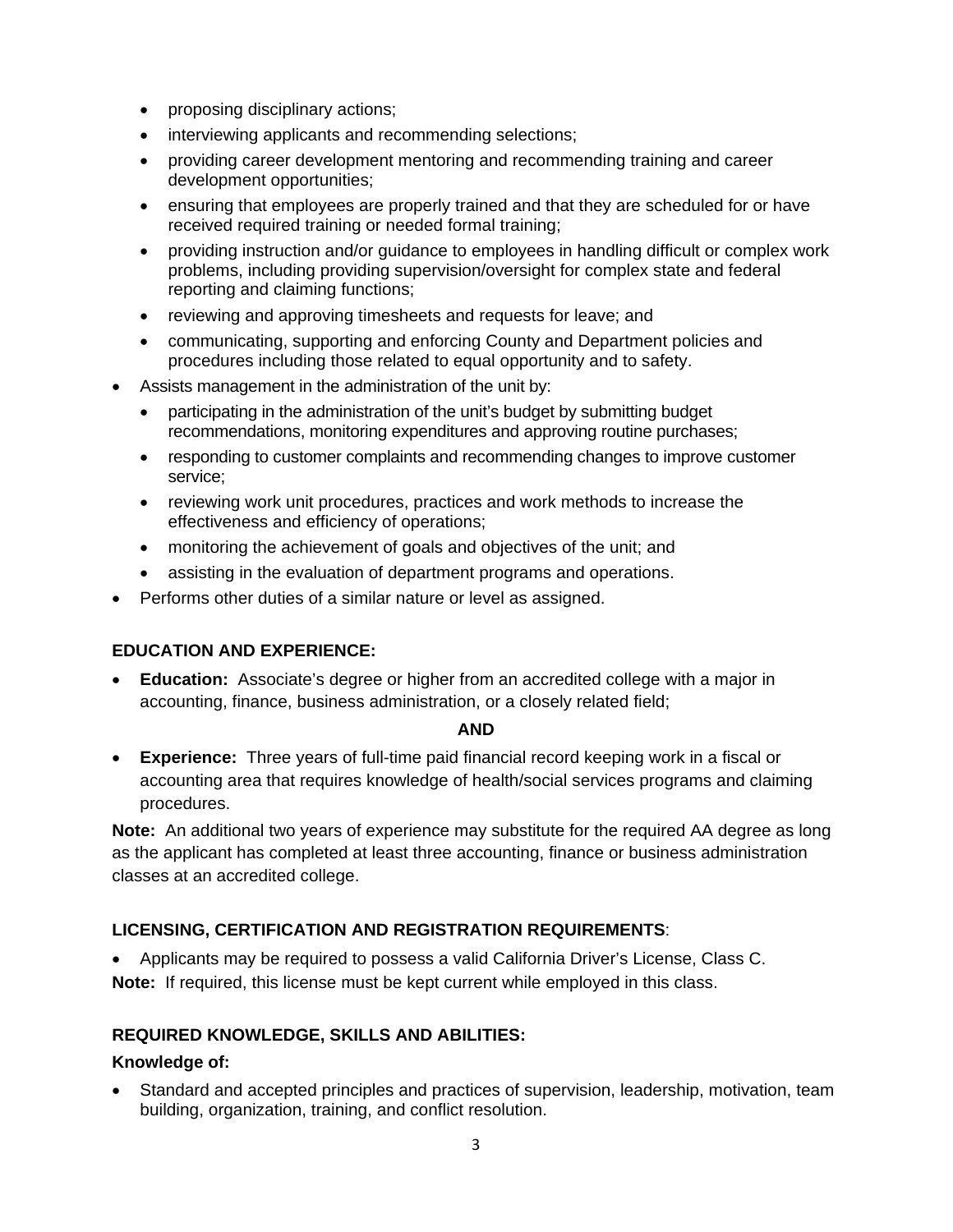- proposing disciplinary actions;
  - interviewing applicants and recommending selections;
  - providing career development mentoring and recommending training and career development opportunities;
  - ensuring that employees are properly trained and that they are scheduled for or have received required training or needed formal training;
  - providing instruction and/or guidance to employees in handling difficult or complex work problems, including providing supervision/oversight for complex state and federal reporting and claiming functions;
  - reviewing and approving timesheets and requests for leave; and
  - communicating, supporting and enforcing County and Department policies and procedures including those related to equal opportunity and to safety.
- Assists management in the administration of the unit by:
  - participating in the administration of the unit's budget by submitting budget recommendations, monitoring expenditures and approving routine purchases;
  - responding to customer complaints and recommending changes to improve customer service;
  - reviewing work unit procedures, practices and work methods to increase the effectiveness and efficiency of operations;
  - monitoring the achievement of goals and objectives of the unit; and
  - assisting in the evaluation of department programs and operations.
- Performs other duties of a similar nature or level as assigned.

**EDUCATION AND EXPERIENCE:**

- **Education:** Associate's degree or higher from an accredited college with a major in accounting, finance, business administration, or a closely related field;

**AND**

- **Experience:** Three years of full-time paid financial record keeping work in a fiscal or accounting area that requires knowledge of health/social services programs and claiming procedures.

**Note:** An additional two years of experience may substitute for the required AA degree as long as the applicant has completed at least three accounting, finance or business administration classes at an accredited college.

**LICENSING, CERTIFICATION AND REGISTRATION REQUIREMENTS**:

- Applicants may be required to possess a valid California Driver's License, Class C.

**Note:** If required, this license must be kept current while employed in this class.

**REQUIRED KNOWLEDGE, SKILLS AND ABILITIES:**

**Knowledge of:**

- Standard and accepted principles and practices of supervision, leadership, motivation, team building, organization, training, and conflict resolution.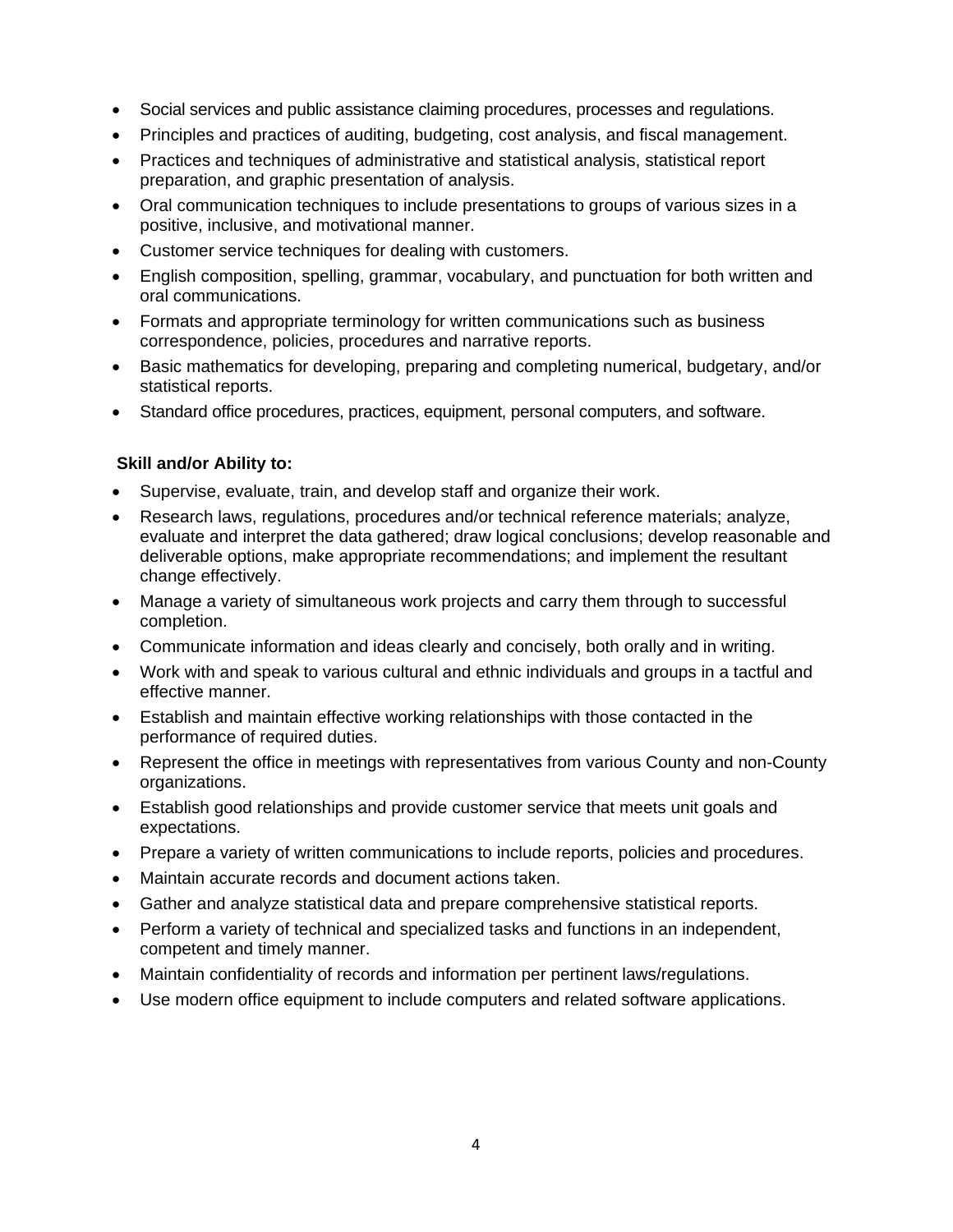- Social services and public assistance claiming procedures, processes and regulations.
- Principles and practices of auditing, budgeting, cost analysis, and fiscal management.
- Practices and techniques of administrative and statistical analysis, statistical report preparation, and graphic presentation of analysis.
- Oral communication techniques to include presentations to groups of various sizes in a positive, inclusive, and motivational manner.
- Customer service techniques for dealing with customers.
- English composition, spelling, grammar, vocabulary, and punctuation for both written and oral communications.
- Formats and appropriate terminology for written communications such as business correspondence, policies, procedures and narrative reports.
- Basic mathematics for developing, preparing and completing numerical, budgetary, and/or statistical reports.
- Standard office procedures, practices, equipment, personal computers, and software.

**Skill and/or Ability to:**

- Supervise, evaluate, train, and develop staff and organize their work.
- Research laws, regulations, procedures and/or technical reference materials; analyze, evaluate and interpret the data gathered; draw logical conclusions; develop reasonable and deliverable options, make appropriate recommendations; and implement the resultant change effectively.
- Manage a variety of simultaneous work projects and carry them through to successful completion.
- Communicate information and ideas clearly and concisely, both orally and in writing.
- Work with and speak to various cultural and ethnic individuals and groups in a tactful and effective manner.
- Establish and maintain effective working relationships with those contacted in the performance of required duties.
- Represent the office in meetings with representatives from various County and non-County organizations.
- Establish good relationships and provide customer service that meets unit goals and expectations.
- Prepare a variety of written communications to include reports, policies and procedures.
- Maintain accurate records and document actions taken.
- Gather and analyze statistical data and prepare comprehensive statistical reports.
- Perform a variety of technical and specialized tasks and functions in an independent, competent and timely manner.
- Maintain confidentiality of records and information per pertinent laws/regulations.
- Use modern office equipment to include computers and related software applications.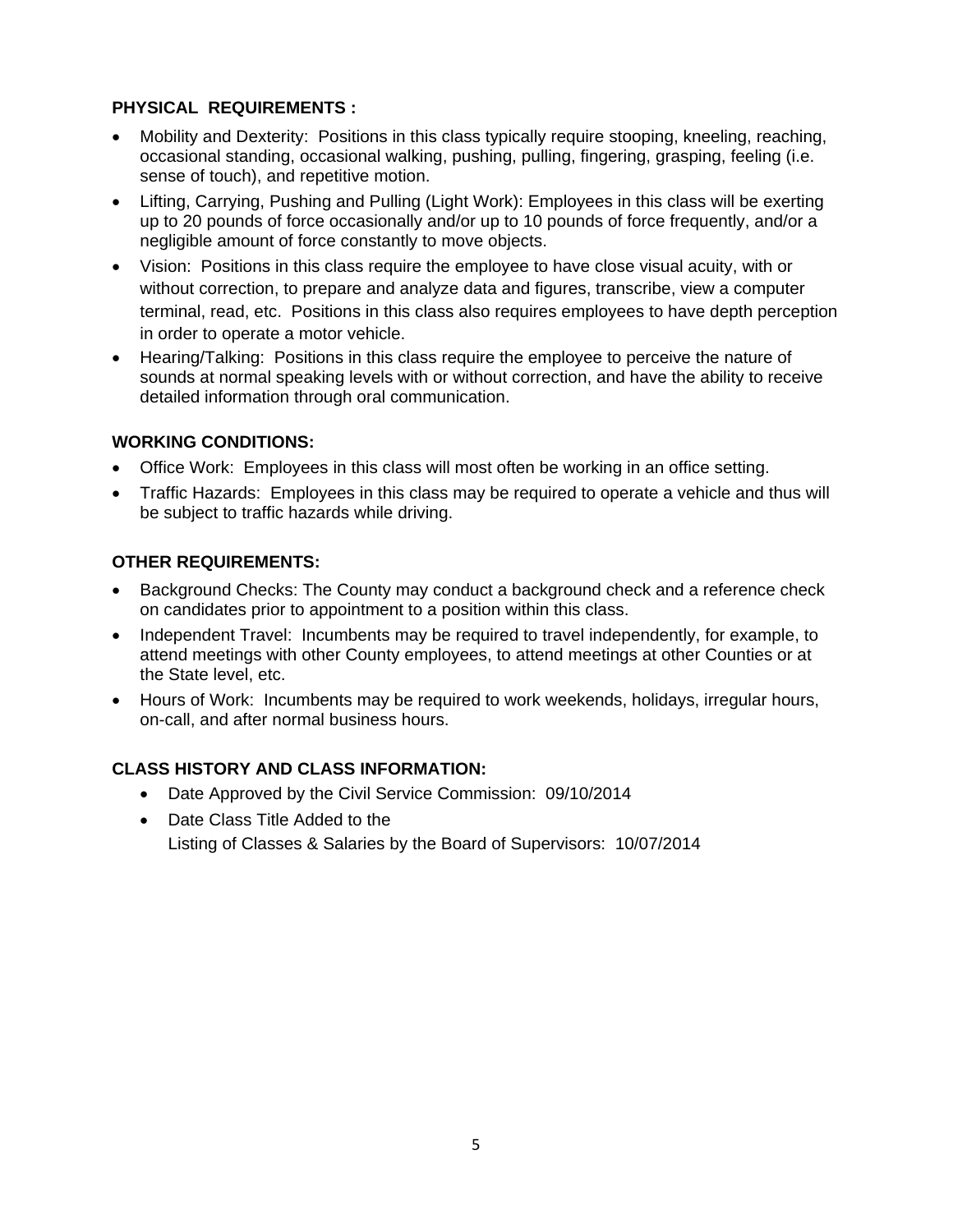**PHYSICAL REQUIREMENTS :**

- Mobility and Dexterity: Positions in this class typically require stooping, kneeling, reaching, occasional standing, occasional walking, pushing, pulling, fingering, grasping, feeling (i.e. sense of touch), and repetitive motion.
- Lifting, Carrying, Pushing and Pulling (Light Work): Employees in this class will be exerting up to 20 pounds of force occasionally and/or up to 10 pounds of force frequently, and/or a negligible amount of force constantly to move objects.
- Vision: Positions in this class require the employee to have close visual acuity, with or without correction, to prepare and analyze data and figures, transcribe, view a computer terminal, read, etc. Positions in this class also requires employees to have depth perception in order to operate a motor vehicle.
- Hearing/Talking: Positions in this class require the employee to perceive the nature of sounds at normal speaking levels with or without correction, and have the ability to receive detailed information through oral communication.

**WORKING CONDITIONS:**

- Office Work: Employees in this class will most often be working in an office setting.
- Traffic Hazards: Employees in this class may be required to operate a vehicle and thus will be subject to traffic hazards while driving.

**OTHER REQUIREMENTS:**

- Background Checks: The County may conduct a background check and a reference check on candidates prior to appointment to a position within this class.
- Independent Travel: Incumbents may be required to travel independently, for example, to attend meetings with other County employees, to attend meetings at other Counties or at the State level, etc.
- Hours of Work: Incumbents may be required to work weekends, holidays, irregular hours, on-call, and after normal business hours.

**CLASS HISTORY AND CLASS INFORMATION:**

- Date Approved by the Civil Service Commission: 09/10/2014
- Date Class Title Added to the
  Listing of Classes & Salaries by the Board of Supervisors: 10/07/2014